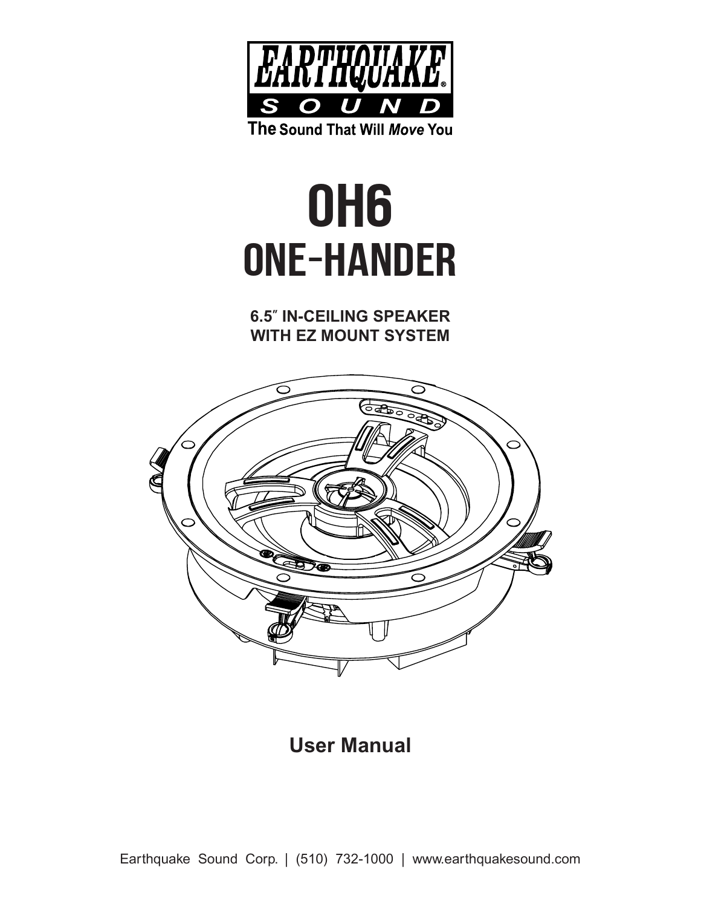EARTHQUAKE® SOUND

The Sound That Will *Move* You

# OH6
# ONE-HANDER

**6.5″ IN-CEILING SPEAKER WITH EZ MOUNT SYSTEM**

## User Manual

Earthquake Sound Corp. | (510) 732-1000 | www.earthquakesound.com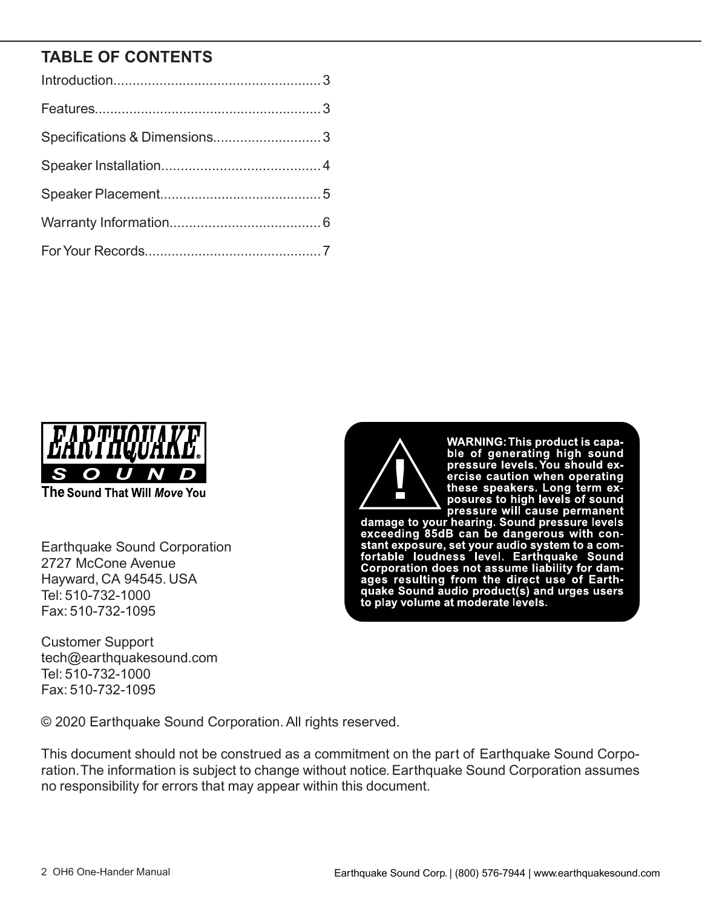## TABLE OF CONTENTS

Introduction...................................................... 3

Features........................................................... 3

Specifications & Dimensions............................ 3

Speaker Installation.......................................... 4

Speaker Placement........................................... 5

Warranty Information........................................ 6

For Your Records.............................................. 7

EARTHQUAKE® SOUND

The Sound That Will *Move* You

Earthquake Sound Corporation
2727 McCone Avenue
Hayward, CA 94545. USA
Tel: 510-732-1000
Fax: 510-732-1095

Customer Support
tech@earthquakesound.com
Tel: 510-732-1000
Fax: 510-732-1095

**WARNING: This product is capable of generating high sound pressure levels. You should exercise caution when operating these speakers. Long term exposures to high levels of sound pressure will cause permanent damage to your hearing. Sound pressure levels exceeding 85dB can be dangerous with constant exposure, set your audio system to a comfortable loudness level. Earthquake Sound Corporation does not assume liability for damages resulting from the direct use of Earthquake Sound audio product(s) and urges users to play volume at moderate levels.**

© 2020 Earthquake Sound Corporation. All rights reserved.

This document should not be construed as a commitment on the part of Earthquake Sound Corporation. The information is subject to change without notice. Earthquake Sound Corporation assumes no responsibility for errors that may appear within this document.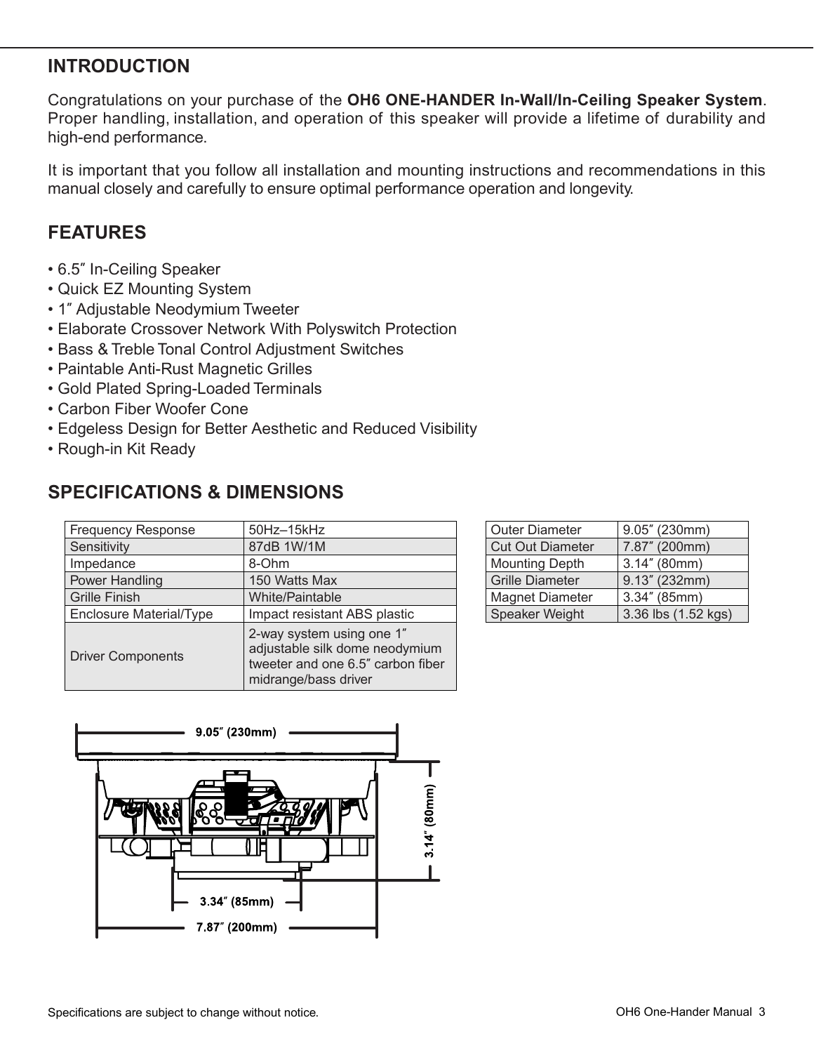## INTRODUCTION

Congratulations on your purchase of the **OH6 ONE-HANDER In-Wall/In-Ceiling Speaker System**. Proper handling, installation, and operation of this speaker will provide a lifetime of durability and high-end performance.

It is important that you follow all installation and mounting instructions and recommendations in this manual closely and carefully to ensure optimal performance operation and longevity.

## FEATURES

- 6.5″ In-Ceiling Speaker
- Quick EZ Mounting System
- 1″ Adjustable Neodymium Tweeter
- Elaborate Crossover Network With Polyswitch Protection
- Bass & Treble Tonal Control Adjustment Switches
- Paintable Anti-Rust Magnetic Grilles
- Gold Plated Spring-Loaded Terminals
- Carbon Fiber Woofer Cone
- Edgeless Design for Better Aesthetic and Reduced Visibility
- Rough-in Kit Ready

## SPECIFICATIONS & DIMENSIONS

| Frequency Response | 50Hz–15kHz |
|---|---|
| Sensitivity | 87dB 1W/1M |
| Impedance | 8-Ohm |
| Power Handling | 150 Watts Max |
| Grille Finish | White/Paintable |
| Enclosure Material/Type | Impact resistant ABS plastic |
| Driver Components | 2-way system using one 1″ adjustable silk dome neodymium tweeter and one 6.5″ carbon fiber midrange/bass driver |

| Outer Diameter | 9.05″ (230mm) |
|---|---|
| Cut Out Diameter | 7.87″ (200mm) |
| Mounting Depth | 3.14″ (80mm) |
| Grille Diameter | 9.13″ (232mm) |
| Magnet Diameter | 3.34″ (85mm) |
| Speaker Weight | 3.36 lbs (1.52 kgs) |

9.05″ (230mm)

3.14″ (80mm)

3.34″ (85mm)

7.87″ (200mm)

Specifications are subject to change without notice.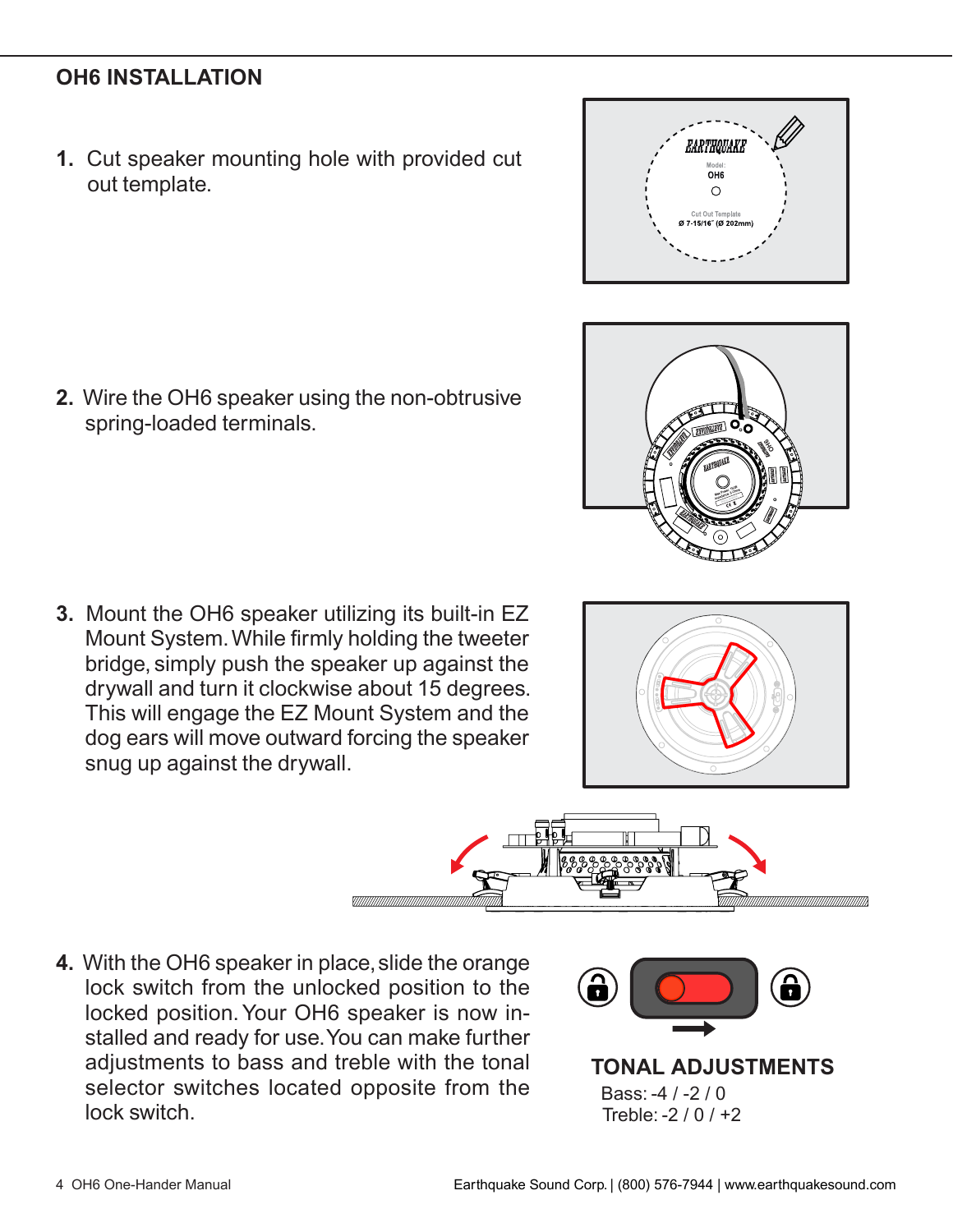## OH6 INSTALLATION

1. Cut speaker mounting hole with provided cut out template.

2. Wire the OH6 speaker using the non-obtrusive spring-loaded terminals.

3. Mount the OH6 speaker utilizing its built-in EZ Mount System. While firmly holding the tweeter bridge, simply push the speaker up against the drywall and turn it clockwise about 15 degrees. This will engage the EZ Mount System and the dog ears will move outward forcing the speaker snug up against the drywall.

4. With the OH6 speaker in place, slide the orange lock switch from the unlocked position to the locked position. Your OH6 speaker is now installed and ready for use. You can make further adjustments to bass and treble with the tonal selector switches located opposite from the lock switch.

### TONAL ADJUSTMENTS

Bass: -4 / -2 / 0
Treble: -2 / 0 / +2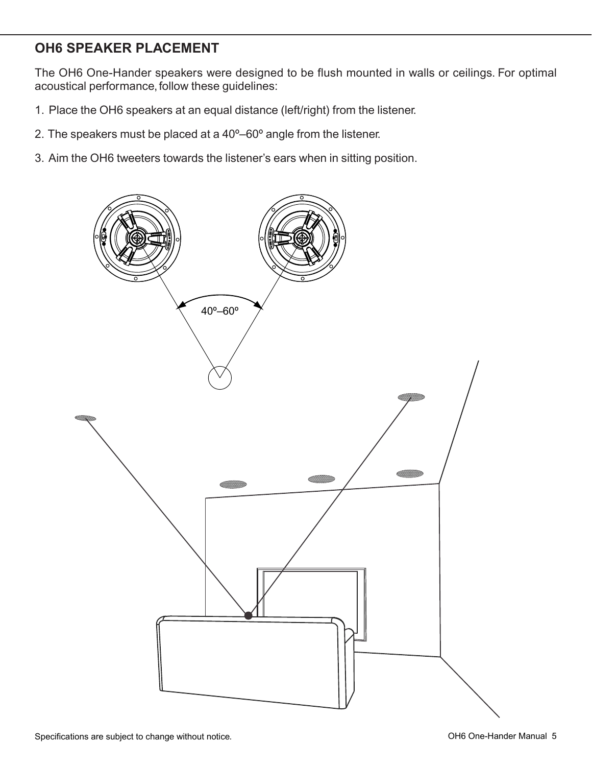## OH6 SPEAKER PLACEMENT

The OH6 One-Hander speakers were designed to be flush mounted in walls or ceilings. For optimal acoustical performance, follow these guidelines:

1. Place the OH6 speakers at an equal distance (left/right) from the listener.
2. The speakers must be placed at a 40º–60º angle from the listener.
3. Aim the OH6 tweeters towards the listener's ears when in sitting position.

40º–60º

Specifications are subject to change without notice.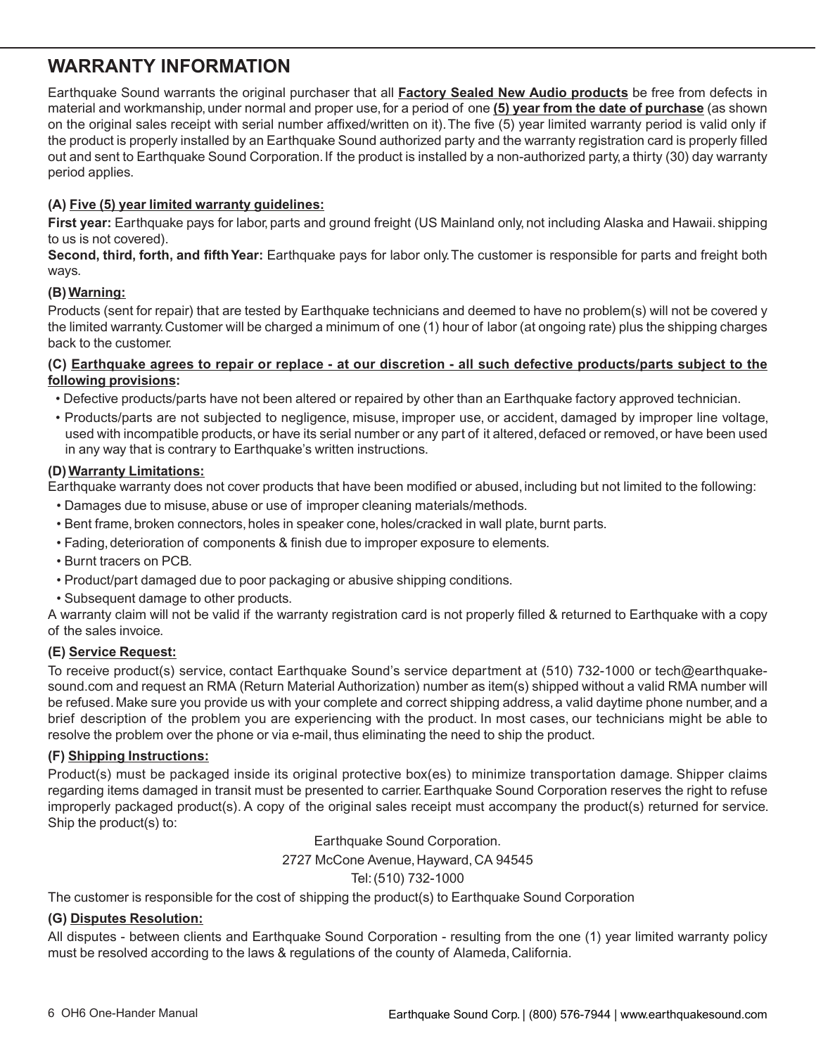# WARRANTY INFORMATION

Earthquake Sound warrants the original purchaser that all **Factory Sealed New Audio products** be free from defects in material and workmanship, under normal and proper use, for a period of one **(5) year from the date of purchase** (as shown on the original sales receipt with serial number affixed/written on it). The five (5) year limited warranty period is valid only if the product is properly installed by an Earthquake Sound authorized party and the warranty registration card is properly filled out and sent to Earthquake Sound Corporation. If the product is installed by a non-authorized party, a thirty (30) day warranty period applies.

**(A) Five (5) year limited warranty guidelines:**

**First year:** Earthquake pays for labor, parts and ground freight (US Mainland only, not including Alaska and Hawaii. shipping to us is not covered).

**Second, third, forth, and fifth Year:** Earthquake pays for labor only. The customer is responsible for parts and freight both ways.

**(B) Warning:**

Products (sent for repair) that are tested by Earthquake technicians and deemed to have no problem(s) will not be covered y the limited warranty. Customer will be charged a minimum of one (1) hour of labor (at ongoing rate) plus the shipping charges back to the customer.

**(C) Earthquake agrees to repair or replace - at our discretion - all such defective products/parts subject to the following provisions:**

- Defective products/parts have not been altered or repaired by other than an Earthquake factory approved technician.
- Products/parts are not subjected to negligence, misuse, improper use, or accident, damaged by improper line voltage, used with incompatible products, or have its serial number or any part of it altered, defaced or removed, or have been used in any way that is contrary to Earthquake's written instructions.

**(D) Warranty Limitations:**

Earthquake warranty does not cover products that have been modified or abused, including but not limited to the following:

- Damages due to misuse, abuse or use of improper cleaning materials/methods.
- Bent frame, broken connectors, holes in speaker cone, holes/cracked in wall plate, burnt parts.
- Fading, deterioration of components & finish due to improper exposure to elements.
- Burnt tracers on PCB.
- Product/part damaged due to poor packaging or abusive shipping conditions.
- Subsequent damage to other products.

A warranty claim will not be valid if the warranty registration card is not properly filled & returned to Earthquake with a copy of the sales invoice.

**(E) Service Request:**

To receive product(s) service, contact Earthquake Sound's service department at (510) 732-1000 or tech@earthquake-sound.com and request an RMA (Return Material Authorization) number as item(s) shipped without a valid RMA number will be refused. Make sure you provide us with your complete and correct shipping address, a valid daytime phone number, and a brief description of the problem you are experiencing with the product. In most cases, our technicians might be able to resolve the problem over the phone or via e-mail, thus eliminating the need to ship the product.

**(F) Shipping Instructions:**

Product(s) must be packaged inside its original protective box(es) to minimize transportation damage. Shipper claims regarding items damaged in transit must be presented to carrier. Earthquake Sound Corporation reserves the right to refuse improperly packaged product(s). A copy of the original sales receipt must accompany the product(s) returned for service. Ship the product(s) to:

Earthquake Sound Corporation.
2727 McCone Avenue, Hayward, CA 94545
Tel: (510) 732-1000

The customer is responsible for the cost of shipping the product(s) to Earthquake Sound Corporation

**(G) Disputes Resolution:**

All disputes - between clients and Earthquake Sound Corporation - resulting from the one (1) year limited warranty policy must be resolved according to the laws & regulations of the county of Alameda, California.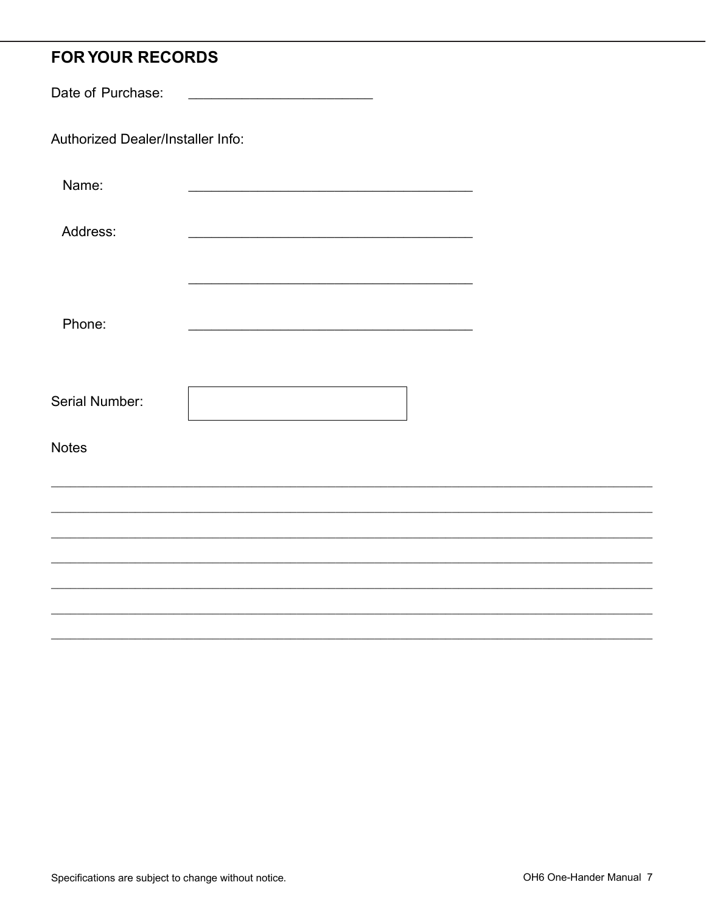## FOR YOUR RECORDS

Date of Purchase: ________________________

Authorized Dealer/Installer Info:

Name: _____________________________________

Address: _____________________________________

_____________________________________

Phone: _____________________________________

Serial Number: 

Notes

_______________________________________________________________________________

_______________________________________________________________________________

_______________________________________________________________________________

_______________________________________________________________________________

_______________________________________________________________________________

_______________________________________________________________________________

_______________________________________________________________________________

Specifications are subject to change without notice.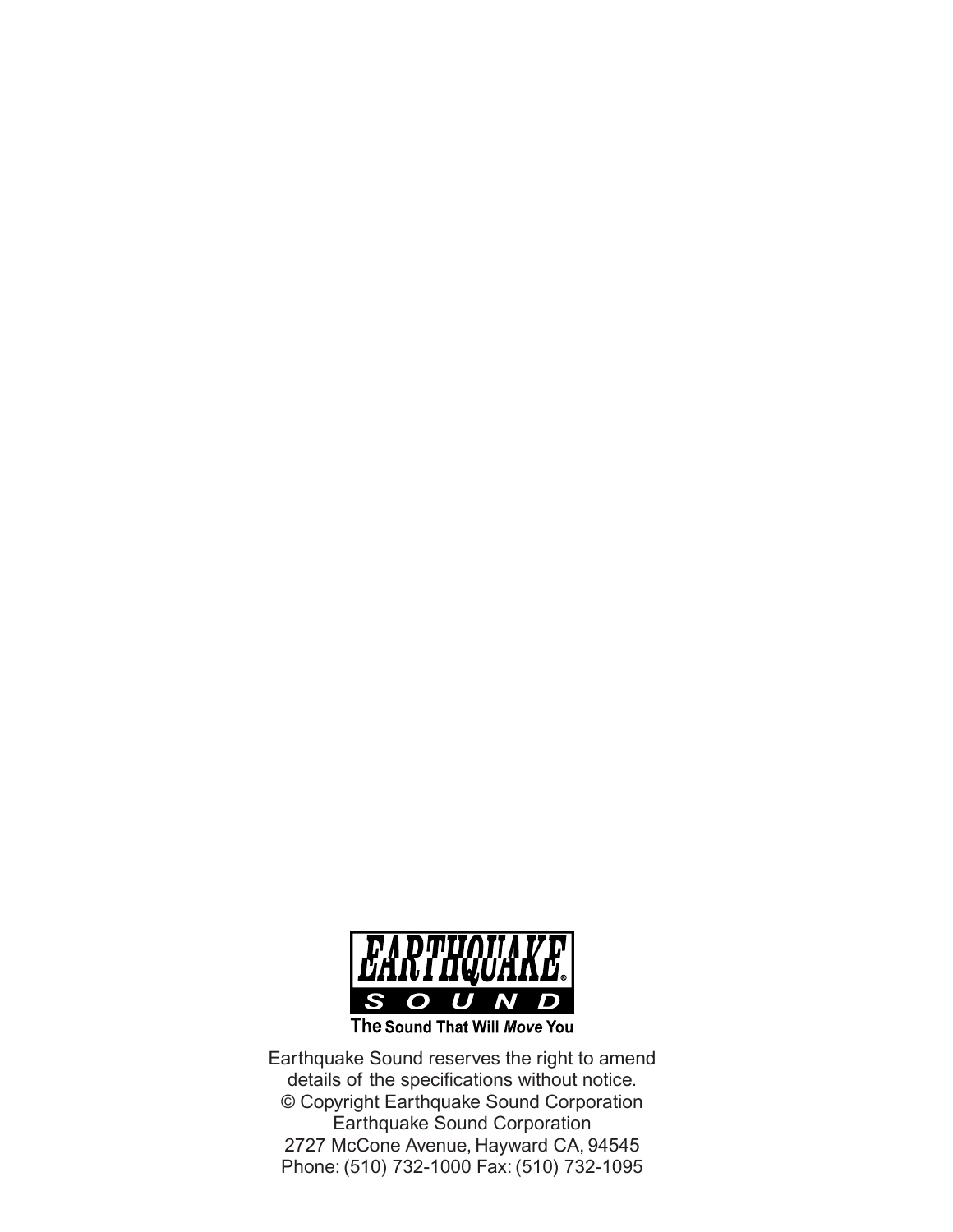EARTHQUAKE® SOUND

The Sound That Will *Move* You

Earthquake Sound reserves the right to amend details of the specifications without notice.
© Copyright Earthquake Sound Corporation
Earthquake Sound Corporation
2727 McCone Avenue, Hayward CA, 94545
Phone: (510) 732-1000 Fax: (510) 732-1095